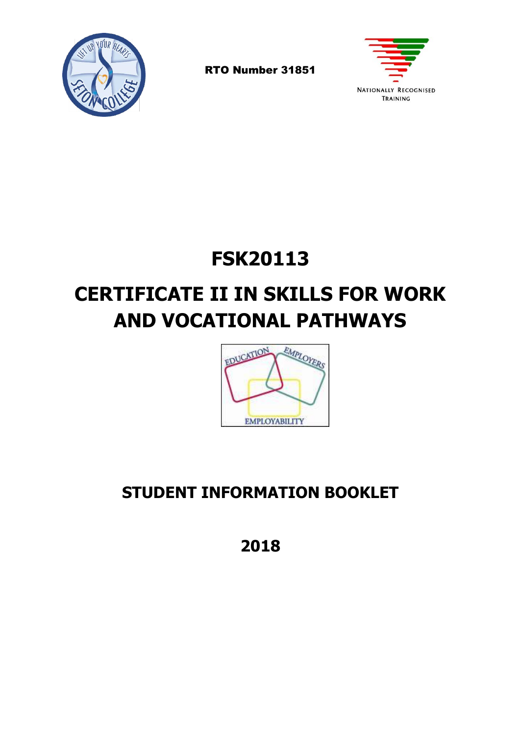RTO Number 31851

# FSK20113

# CERTIFICATE II IN SKILLS FOR WORK AND VOCATIONAL PATHWAYS

## STUDENT INFORMATION BOOKLET

## 2018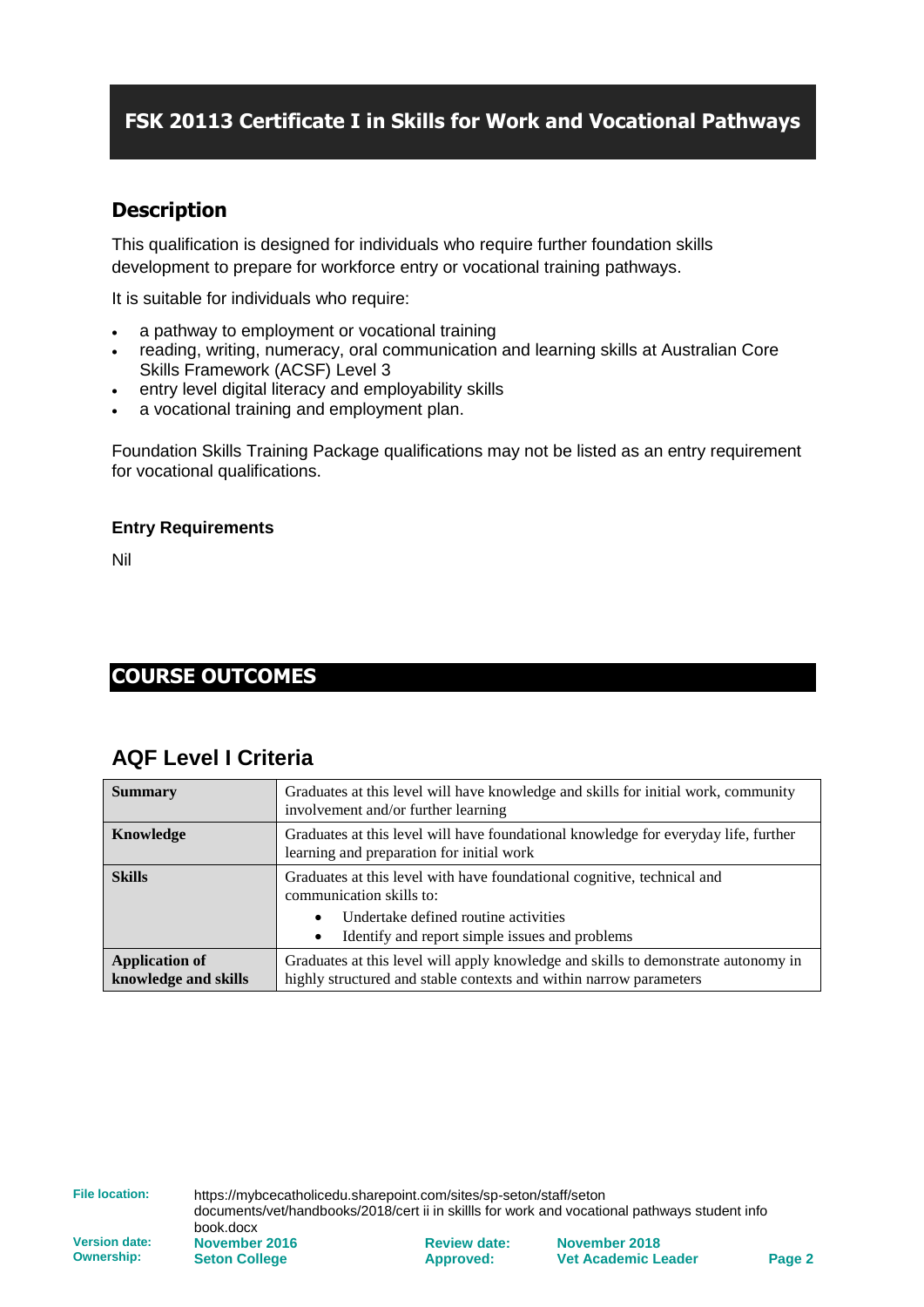# FSK 20113 Certificate I in Skills for Work and Vocational Pathways

## Description

This qualification is designed for individuals who require further foundation skills development to prepare for workforce entry or vocational training pathways.

It is suitable for individuals who require:

- a pathway to employment or vocational training
- reading, writing, numeracy, oral communication and learning skills at Australian Core Skills Framework (ACSF) Level 3
- entry level digital literacy and employability skills
- a vocational training and employment plan.

Foundation Skills Training Package qualifications may not be listed as an entry requirement for vocational qualifications.

**Entry Requirements**

Nil

# COURSE OUTCOMES

## AQF Level I Criteria

| | |
|---|---|
| **Summary** | Graduates at this level will have knowledge and skills for initial work, community involvement and/or further learning |
| **Knowledge** | Graduates at this level will have foundational knowledge for everyday life, further learning and preparation for initial work |
| **Skills** | Graduates at this level with have foundational cognitive, technical and communication skills to: <br> • Undertake defined routine activities <br> • Identify and report simple issues and problems |
| **Application of knowledge and skills** | Graduates at this level will apply knowledge and skills to demonstrate autonomy in highly structured and stable contexts and within narrow parameters |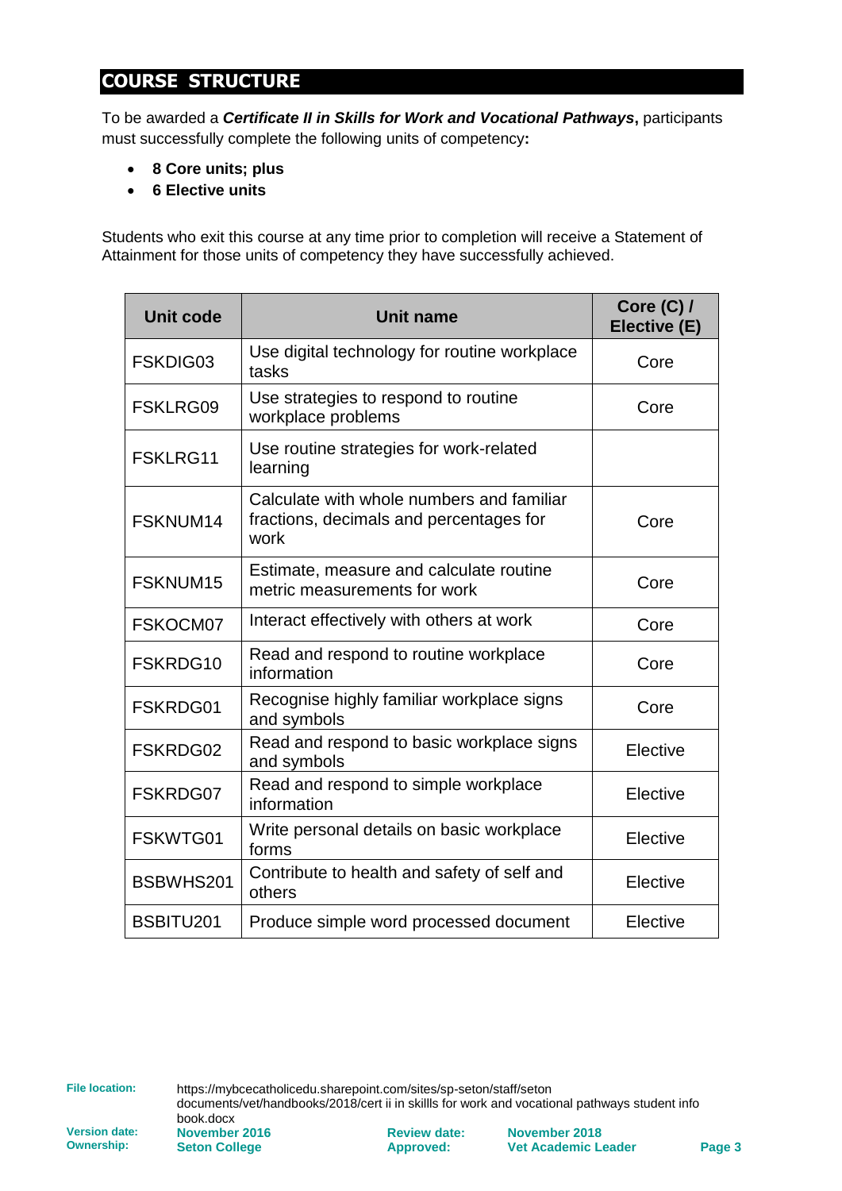## COURSE STRUCTURE

To be awarded a ***Certificate II in Skills for Work and Vocational Pathways***, participants must successfully complete the following units of competency**:**

- **8 Core units; plus**
- **6 Elective units**

Students who exit this course at any time prior to completion will receive a Statement of Attainment for those units of competency they have successfully achieved.

| Unit code | Unit name | Core (C) / Elective (E) |
|---|---|---|
| FSKDIG03 | Use digital technology for routine workplace tasks | Core |
| FSKLRG09 | Use strategies to respond to routine workplace problems | Core |
| FSKLRG11 | Use routine strategies for work-related learning | |
| FSKNUM14 | Calculate with whole numbers and familiar fractions, decimals and percentages for work | Core |
| FSKNUM15 | Estimate, measure and calculate routine metric measurements for work | Core |
| FSKOCM07 | Interact effectively with others at work | Core |
| FSKRDG10 | Read and respond to routine workplace information | Core |
| FSKRDG01 | Recognise highly familiar workplace signs and symbols | Core |
| FSKRDG02 | Read and respond to basic workplace signs and symbols | Elective |
| FSKRDG07 | Read and respond to simple workplace information | Elective |
| FSKWTG01 | Write personal details on basic workplace forms | Elective |
| BSBWHS201 | Contribute to health and safety of self and others | Elective |
| BSBITU201 | Produce simple word processed document | Elective |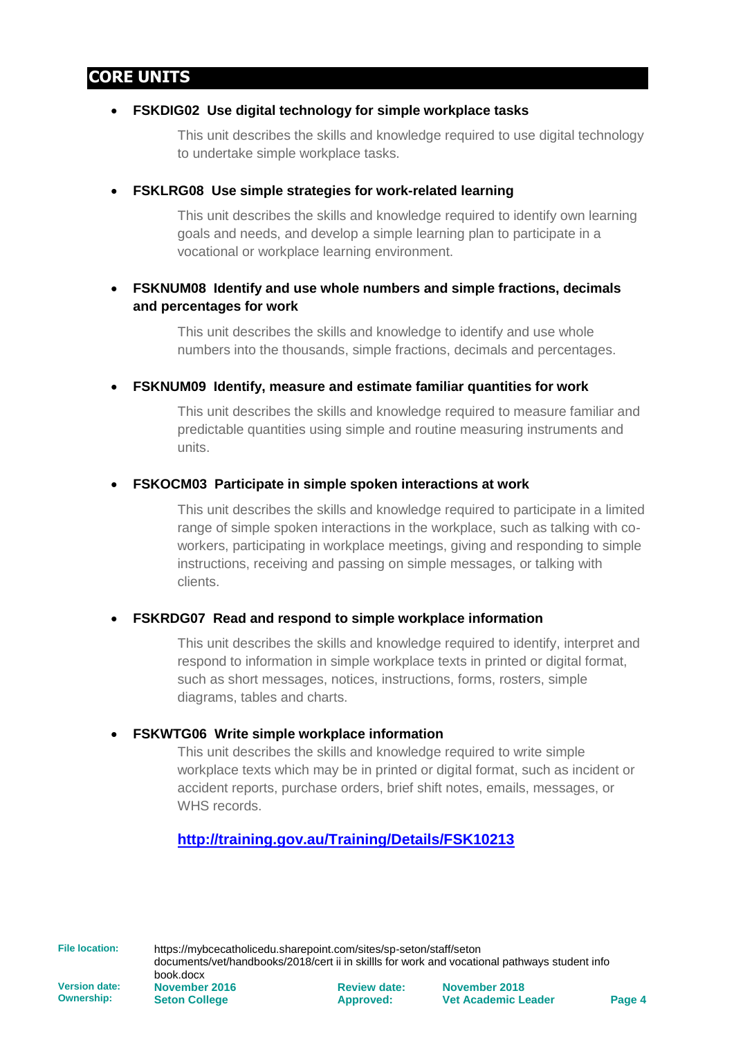## CORE UNITS

- **FSKDIG02 Use digital technology for simple workplace tasks**

  This unit describes the skills and knowledge required to use digital technology to undertake simple workplace tasks.

- **FSKLRG08 Use simple strategies for work-related learning**

  This unit describes the skills and knowledge required to identify own learning goals and needs, and develop a simple learning plan to participate in a vocational or workplace learning environment.

- **FSKNUM08 Identify and use whole numbers and simple fractions, decimals and percentages for work**

  This unit describes the skills and knowledge to identify and use whole numbers into the thousands, simple fractions, decimals and percentages.

- **FSKNUM09 Identify, measure and estimate familiar quantities for work**

  This unit describes the skills and knowledge required to measure familiar and predictable quantities using simple and routine measuring instruments and units.

- **FSKOCM03 Participate in simple spoken interactions at work**

  This unit describes the skills and knowledge required to participate in a limited range of simple spoken interactions in the workplace, such as talking with co-workers, participating in workplace meetings, giving and responding to simple instructions, receiving and passing on simple messages, or talking with clients.

- **FSKRDG07 Read and respond to simple workplace information**

  This unit describes the skills and knowledge required to identify, interpret and respond to information in simple workplace texts in printed or digital format, such as short messages, notices, instructions, forms, rosters, simple diagrams, tables and charts.

- **FSKWTG06 Write simple workplace information**

  This unit describes the skills and knowledge required to write simple workplace texts which may be in printed or digital format, such as incident or accident reports, purchase orders, brief shift notes, emails, messages, or WHS records.

  **http://training.gov.au/Training/Details/FSK10213**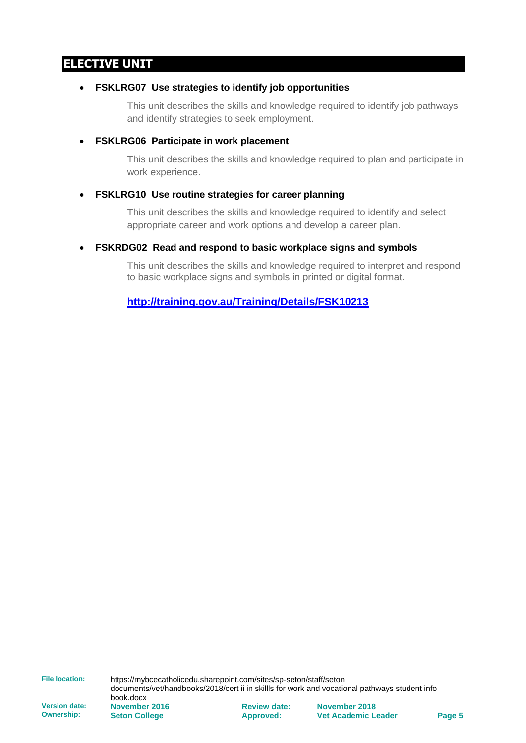## ELECTIVE UNIT

- **FSKLRG07 Use strategies to identify job opportunities**

  This unit describes the skills and knowledge required to identify job pathways and identify strategies to seek employment.

- **FSKLRG06 Participate in work placement**

  This unit describes the skills and knowledge required to plan and participate in work experience.

- **FSKLRG10 Use routine strategies for career planning**

  This unit describes the skills and knowledge required to identify and select appropriate career and work options and develop a career plan.

- **FSKRDG02 Read and respond to basic workplace signs and symbols**

  This unit describes the skills and knowledge required to interpret and respond to basic workplace signs and symbols in printed or digital format.

  **http://training.gov.au/Training/Details/FSK10213**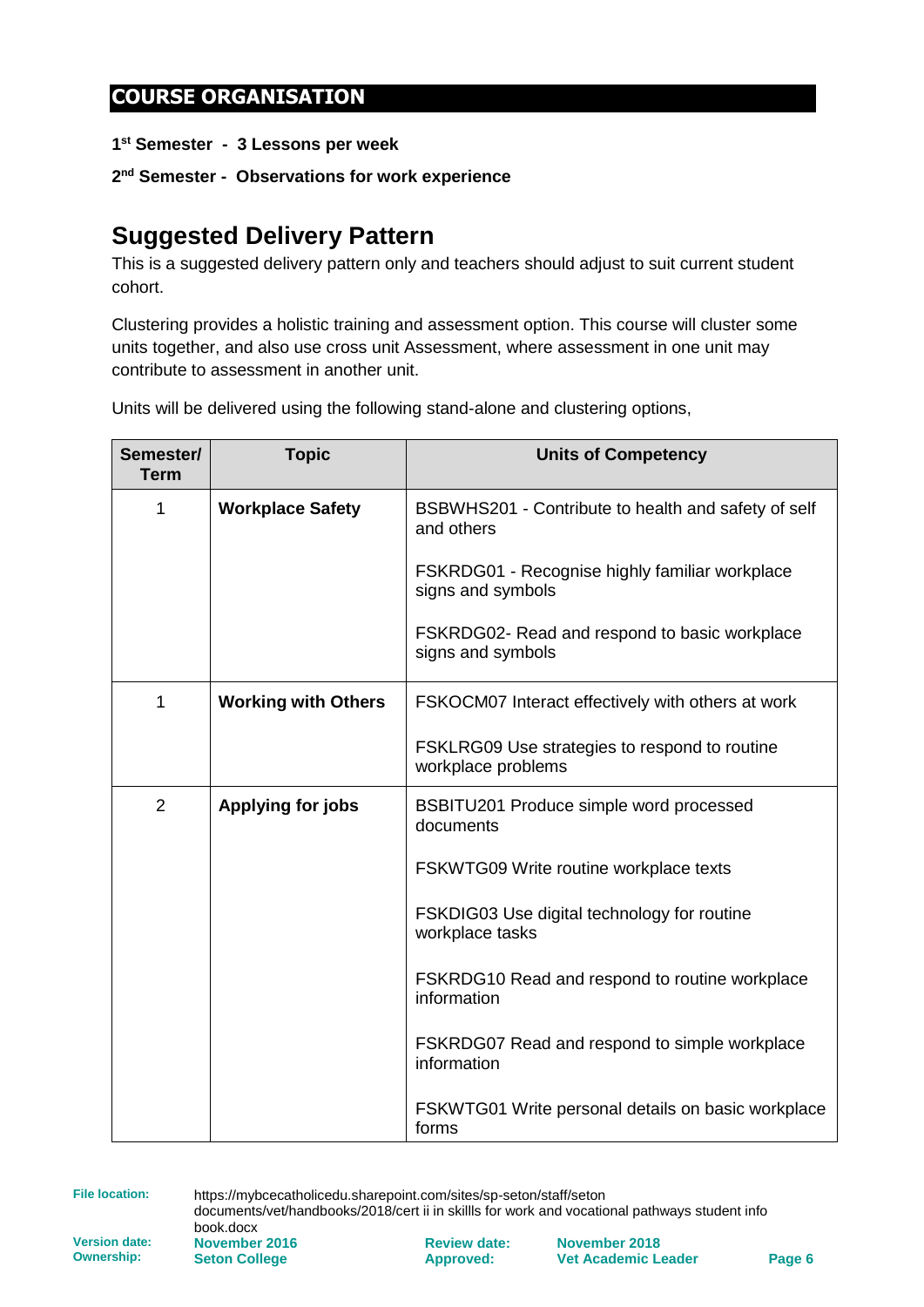## COURSE ORGANISATION

**1st Semester - 3 Lessons per week**

**2nd Semester - Observations for work experience**

# Suggested Delivery Pattern

This is a suggested delivery pattern only and teachers should adjust to suit current student cohort.

Clustering provides a holistic training and assessment option. This course will cluster some units together, and also use cross unit Assessment, where assessment in one unit may contribute to assessment in another unit.

Units will be delivered using the following stand-alone and clustering options,

| Semester/ Term | Topic | Units of Competency |
|---|---|---|
| 1 | **Workplace Safety** | BSBWHS201 - Contribute to health and safety of self and others<br><br>FSKRDG01 - Recognise highly familiar workplace signs and symbols<br><br>FSKRDG02- Read and respond to basic workplace signs and symbols |
| 1 | **Working with Others** | FSKOCM07 Interact effectively with others at work<br><br>FSKLRG09 Use strategies to respond to routine workplace problems |
| 2 | **Applying for jobs** | BSBITU201 Produce simple word processed documents<br><br>FSKWTG09 Write routine workplace texts<br><br>FSKDIG03 Use digital technology for routine workplace tasks<br><br>FSKRDG10 Read and respond to routine workplace information<br><br>FSKRDG07 Read and respond to simple workplace information<br><br>FSKWTG01 Write personal details on basic workplace forms |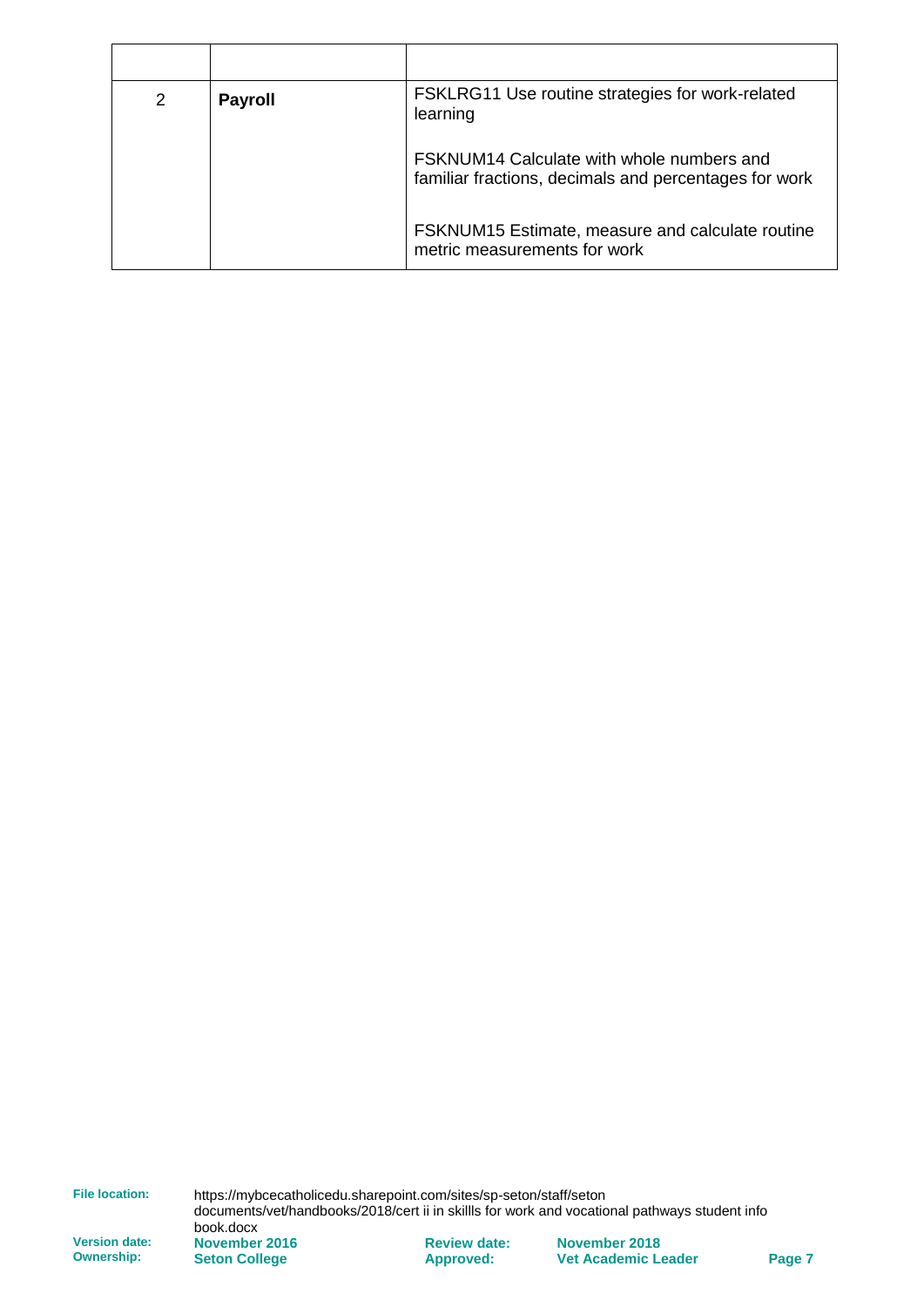| | | |
|---|---|---|
| 2 | **Payroll** | FSKLRG11 Use routine strategies for work-related learning<br><br>FSKNUM14 Calculate with whole numbers and familiar fractions, decimals and percentages for work<br><br>FSKNUM15 Estimate, measure and calculate routine metric measurements for work |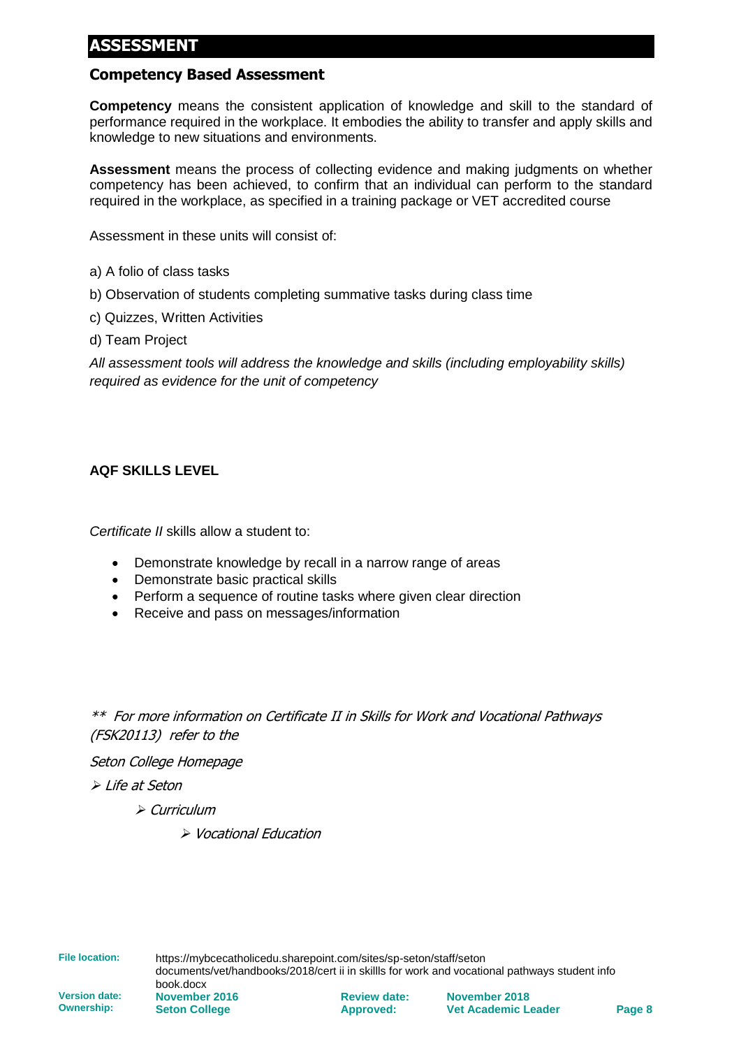# ASSESSMENT

## Competency Based Assessment

**Competency** means the consistent application of knowledge and skill to the standard of performance required in the workplace. It embodies the ability to transfer and apply skills and knowledge to new situations and environments.

**Assessment** means the process of collecting evidence and making judgments on whether competency has been achieved, to confirm that an individual can perform to the standard required in the workplace, as specified in a training package or VET accredited course

Assessment in these units will consist of:

a) A folio of class tasks

b) Observation of students completing summative tasks during class time

c) Quizzes, Written Activities

d) Team Project

*All assessment tools will address the knowledge and skills (including employability skills) required as evidence for the unit of competency*

**AQF SKILLS LEVEL**

*Certificate II* skills allow a student to:

- Demonstrate knowledge by recall in a narrow range of areas
- Demonstrate basic practical skills
- Perform a sequence of routine tasks where given clear direction
- Receive and pass on messages/information

*** For more information on Certificate II in Skills for Work and Vocational Pathways (FSK20113) refer to the*

*Seton College Homepage*

- *Life at Seton*
  - *Curriculum*
    - *Vocational Education*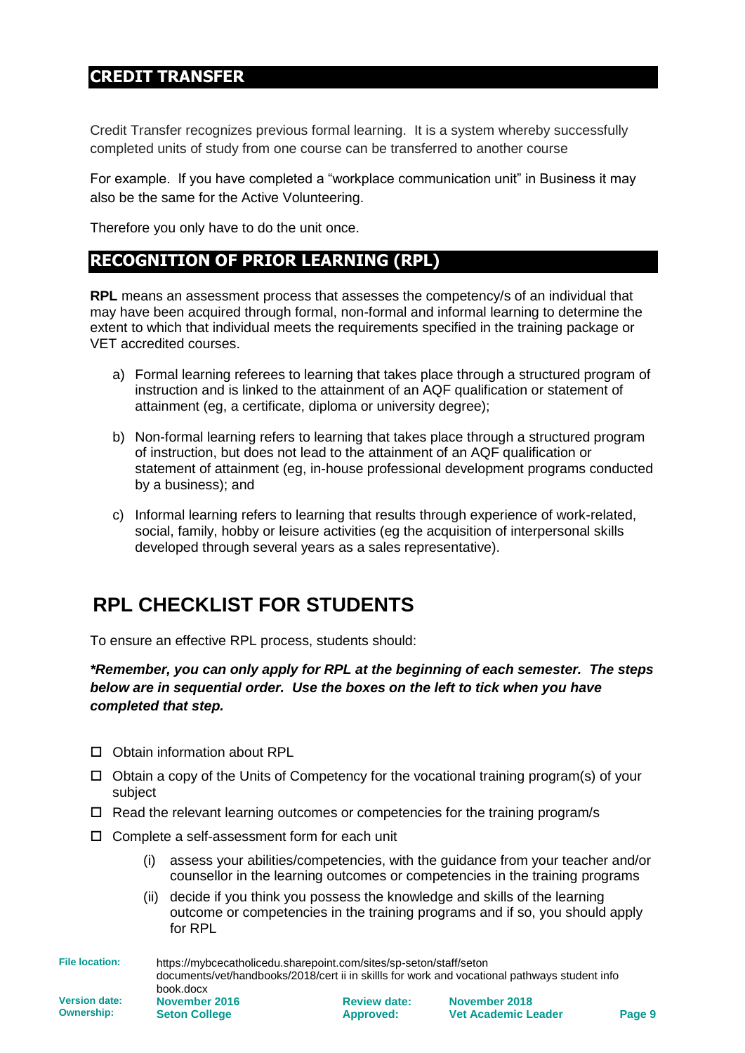## CREDIT TRANSFER

Credit Transfer recognizes previous formal learning. It is a system whereby successfully completed units of study from one course can be transferred to another course

For example. If you have completed a "workplace communication unit" in Business it may also be the same for the Active Volunteering.

Therefore you only have to do the unit once.

## RECOGNITION OF PRIOR LEARNING (RPL)

**RPL** means an assessment process that assesses the competency/s of an individual that may have been acquired through formal, non-formal and informal learning to determine the extent to which that individual meets the requirements specified in the training package or VET accredited courses.

a) Formal learning referees to learning that takes place through a structured program of instruction and is linked to the attainment of an AQF qualification or statement of attainment (eg, a certificate, diploma or university degree);

b) Non-formal learning refers to learning that takes place through a structured program of instruction, but does not lead to the attainment of an AQF qualification or statement of attainment (eg, in-house professional development programs conducted by a business); and

c) Informal learning refers to learning that results through experience of work-related, social, family, hobby or leisure activities (eg the acquisition of interpersonal skills developed through several years as a sales representative).

# RPL CHECKLIST FOR STUDENTS

To ensure an effective RPL process, students should:

***Remember, you can only apply for RPL at the beginning of each semester. The steps below are in sequential order. Use the boxes on the left to tick when you have completed that step.***

- ☐ Obtain information about RPL
- ☐ Obtain a copy of the Units of Competency for the vocational training program(s) of your subject
- ☐ Read the relevant learning outcomes or competencies for the training program/s
- ☐ Complete a self-assessment form for each unit
  - (i) assess your abilities/competencies, with the guidance from your teacher and/or counsellor in the learning outcomes or competencies in the training programs
  - (ii) decide if you think you possess the knowledge and skills of the learning outcome or competencies in the training programs and if so, you should apply for RPL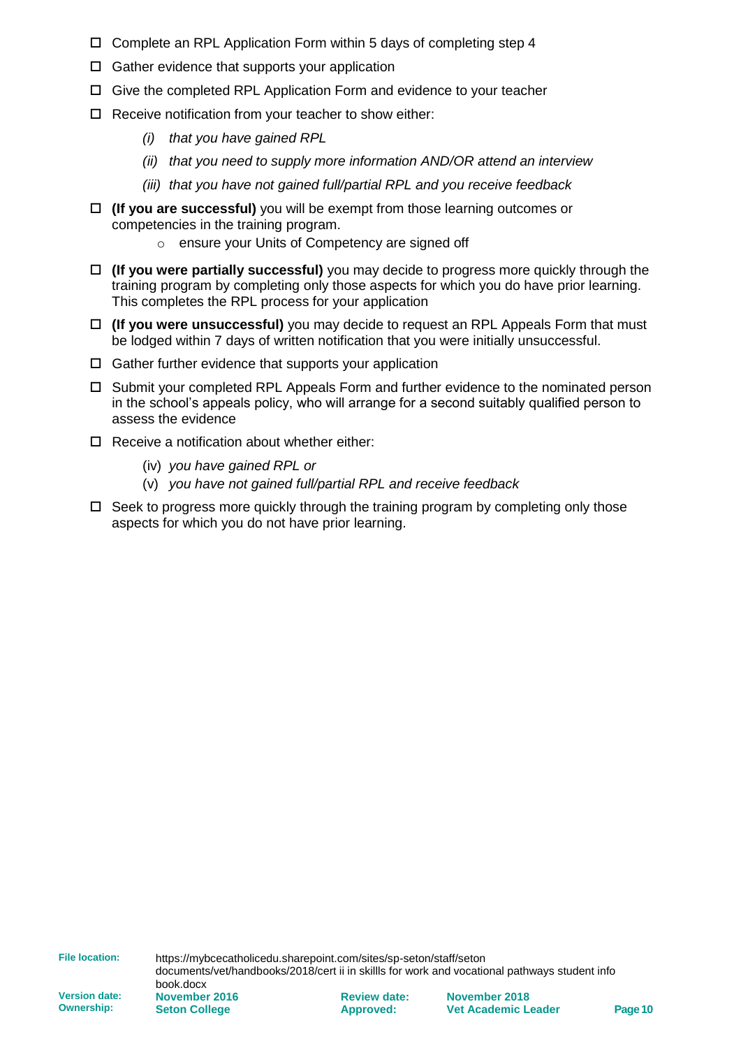- ☐ Complete an RPL Application Form within 5 days of completing step 4
- ☐ Gather evidence that supports your application
- ☐ Give the completed RPL Application Form and evidence to your teacher
- ☐ Receive notification from your teacher to show either:
  - *(i) that you have gained RPL*
  - *(ii) that you need to supply more information AND/OR attend an interview*
  - *(iii) that you have not gained full/partial RPL and you receive feedback*
- ☐ **(If you are successful)** you will be exempt from those learning outcomes or competencies in the training program.
  - ensure your Units of Competency are signed off
- ☐ **(If you were partially successful)** you may decide to progress more quickly through the training program by completing only those aspects for which you do have prior learning. This completes the RPL process for your application
- ☐ **(If you were unsuccessful)** you may decide to request an RPL Appeals Form that must be lodged within 7 days of written notification that you were initially unsuccessful.
- ☐ Gather further evidence that supports your application
- ☐ Submit your completed RPL Appeals Form and further evidence to the nominated person in the school's appeals policy, who will arrange for a second suitably qualified person to assess the evidence
- ☐ Receive a notification about whether either:
  - (iv) *you have gained RPL or*
  - (v) *you have not gained full/partial RPL and receive feedback*
- ☐ Seek to progress more quickly through the training program by completing only those aspects for which you do not have prior learning.